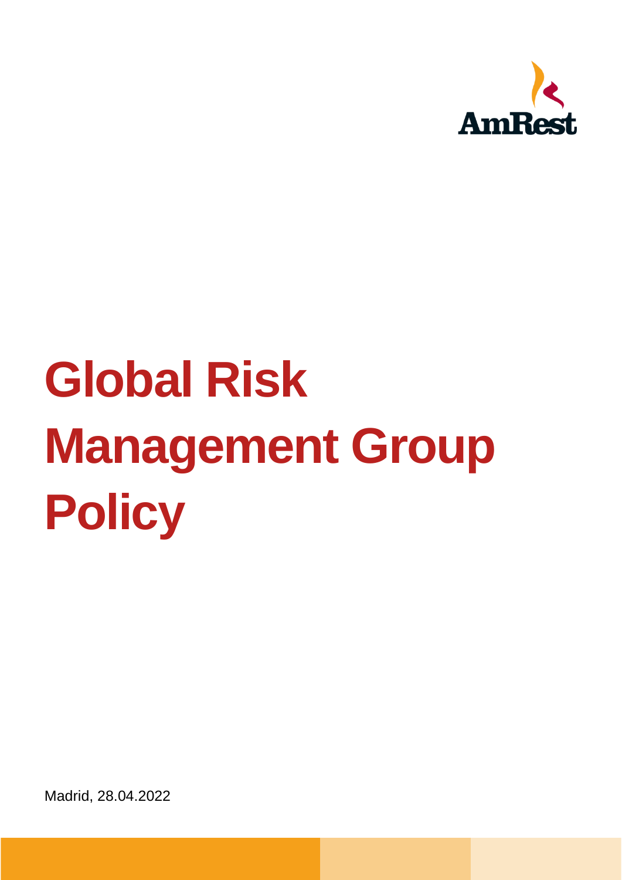AmRest

# Global Risk Management Group Policy

Madrid, 28.04.2022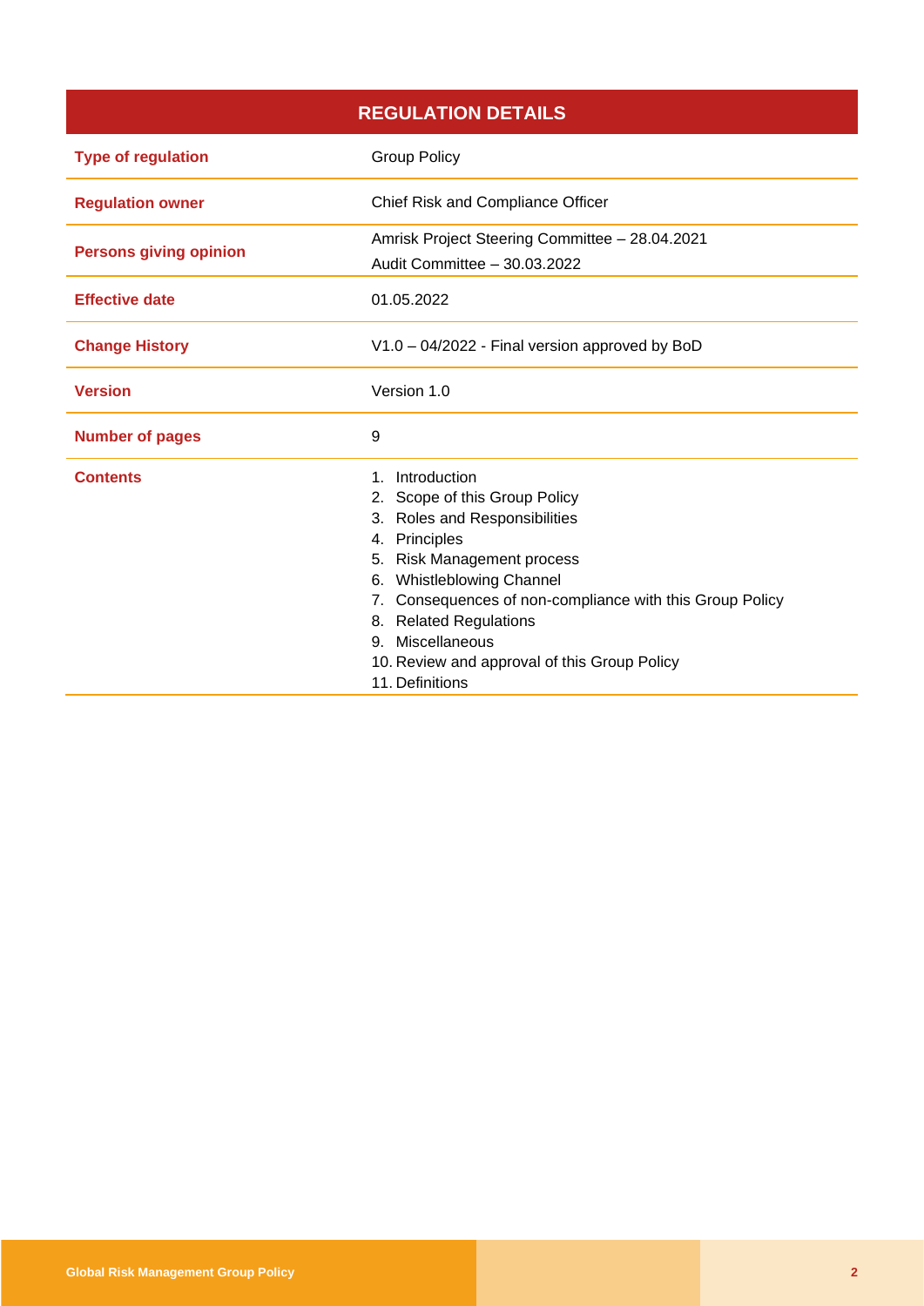| REGULATION DETAILS | |
|---|---|
| **Type of regulation** | Group Policy |
| **Regulation owner** | Chief Risk and Compliance Officer |
| **Persons giving opinion** | Amrisk Project Steering Committee – 28.04.2021<br>Audit Committee – 30.03.2022 |
| **Effective date** | 01.05.2022 |
| **Change History** | V1.0 – 04/2022 - Final version approved by BoD |
| **Version** | Version 1.0 |
| **Number of pages** | 9 |
| **Contents** | 1. Introduction<br>2. Scope of this Group Policy<br>3. Roles and Responsibilities<br>4. Principles<br>5. Risk Management process<br>6. Whistleblowing Channel<br>7. Consequences of non-compliance with this Group Policy<br>8. Related Regulations<br>9. Miscellaneous<br>10. Review and approval of this Group Policy<br>11. Definitions |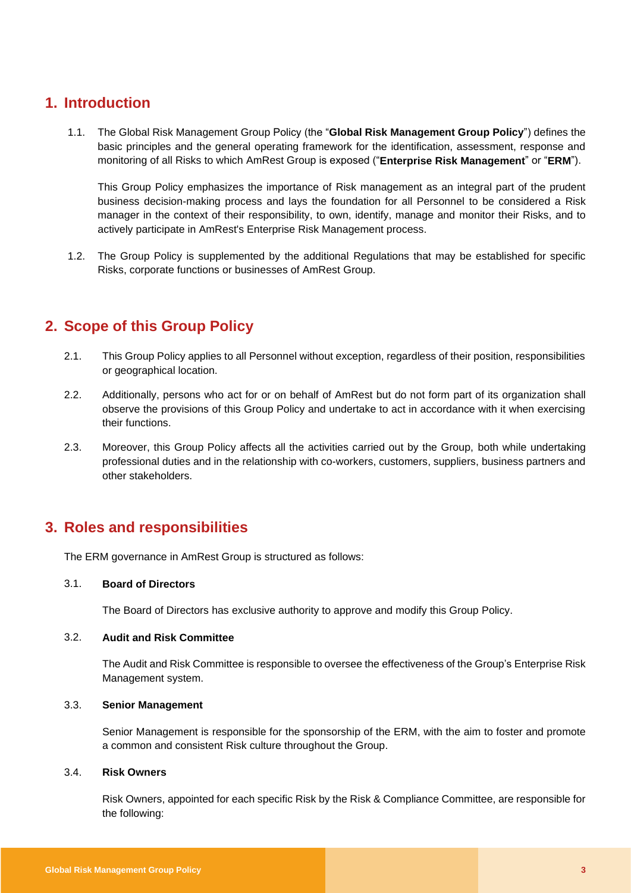## 1. Introduction

1.1. The Global Risk Management Group Policy (the "**Global Risk Management Group Policy**") defines the basic principles and the general operating framework for the identification, assessment, response and monitoring of all Risks to which AmRest Group is exposed ("**Enterprise Risk Management**" or "**ERM**").

This Group Policy emphasizes the importance of Risk management as an integral part of the prudent business decision-making process and lays the foundation for all Personnel to be considered a Risk manager in the context of their responsibility, to own, identify, manage and monitor their Risks, and to actively participate in AmRest's Enterprise Risk Management process.

1.2. The Group Policy is supplemented by the additional Regulations that may be established for specific Risks, corporate functions or businesses of AmRest Group.

## 2. Scope of this Group Policy

2.1. This Group Policy applies to all Personnel without exception, regardless of their position, responsibilities or geographical location.

2.2. Additionally, persons who act for or on behalf of AmRest but do not form part of its organization shall observe the provisions of this Group Policy and undertake to act in accordance with it when exercising their functions.

2.3. Moreover, this Group Policy affects all the activities carried out by the Group, both while undertaking professional duties and in the relationship with co-workers, customers, suppliers, business partners and other stakeholders.

## 3. Roles and responsibilities

The ERM governance in AmRest Group is structured as follows:

### 3.1. Board of Directors

The Board of Directors has exclusive authority to approve and modify this Group Policy.

### 3.2. Audit and Risk Committee

The Audit and Risk Committee is responsible to oversee the effectiveness of the Group's Enterprise Risk Management system.

### 3.3. Senior Management

Senior Management is responsible for the sponsorship of the ERM, with the aim to foster and promote a common and consistent Risk culture throughout the Group.

### 3.4. Risk Owners

Risk Owners, appointed for each specific Risk by the Risk & Compliance Committee, are responsible for the following: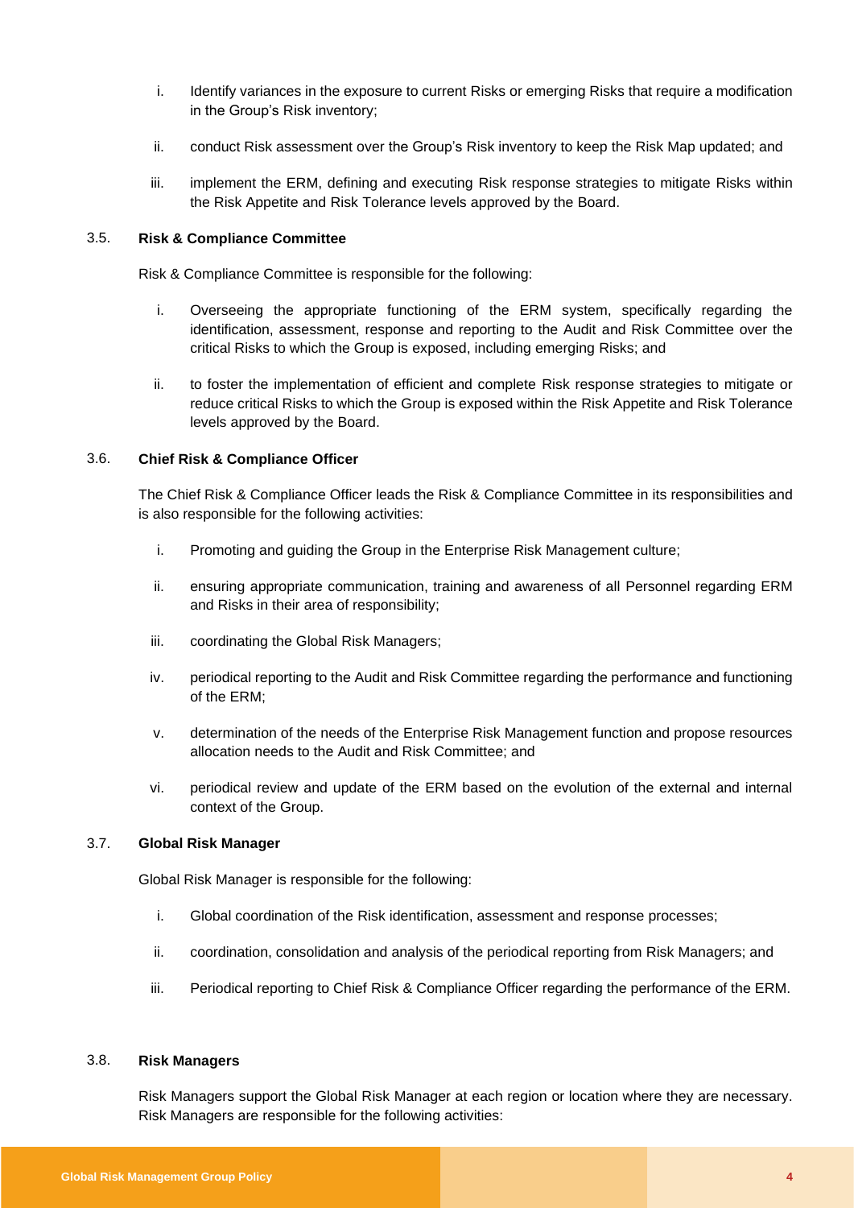i. Identify variances in the exposure to current Risks or emerging Risks that require a modification in the Group's Risk inventory;

ii. conduct Risk assessment over the Group's Risk inventory to keep the Risk Map updated; and

iii. implement the ERM, defining and executing Risk response strategies to mitigate Risks within the Risk Appetite and Risk Tolerance levels approved by the Board.

### 3.5. Risk & Compliance Committee

Risk & Compliance Committee is responsible for the following:

i. Overseeing the appropriate functioning of the ERM system, specifically regarding the identification, assessment, response and reporting to the Audit and Risk Committee over the critical Risks to which the Group is exposed, including emerging Risks; and

ii. to foster the implementation of efficient and complete Risk response strategies to mitigate or reduce critical Risks to which the Group is exposed within the Risk Appetite and Risk Tolerance levels approved by the Board.

### 3.6. Chief Risk & Compliance Officer

The Chief Risk & Compliance Officer leads the Risk & Compliance Committee in its responsibilities and is also responsible for the following activities:

i. Promoting and guiding the Group in the Enterprise Risk Management culture;

ii. ensuring appropriate communication, training and awareness of all Personnel regarding ERM and Risks in their area of responsibility;

iii. coordinating the Global Risk Managers;

iv. periodical reporting to the Audit and Risk Committee regarding the performance and functioning of the ERM;

v. determination of the needs of the Enterprise Risk Management function and propose resources allocation needs to the Audit and Risk Committee; and

vi. periodical review and update of the ERM based on the evolution of the external and internal context of the Group.

### 3.7. Global Risk Manager

Global Risk Manager is responsible for the following:

i. Global coordination of the Risk identification, assessment and response processes;

ii. coordination, consolidation and analysis of the periodical reporting from Risk Managers; and

iii. Periodical reporting to Chief Risk & Compliance Officer regarding the performance of the ERM.

### 3.8. Risk Managers

Risk Managers support the Global Risk Manager at each region or location where they are necessary. Risk Managers are responsible for the following activities: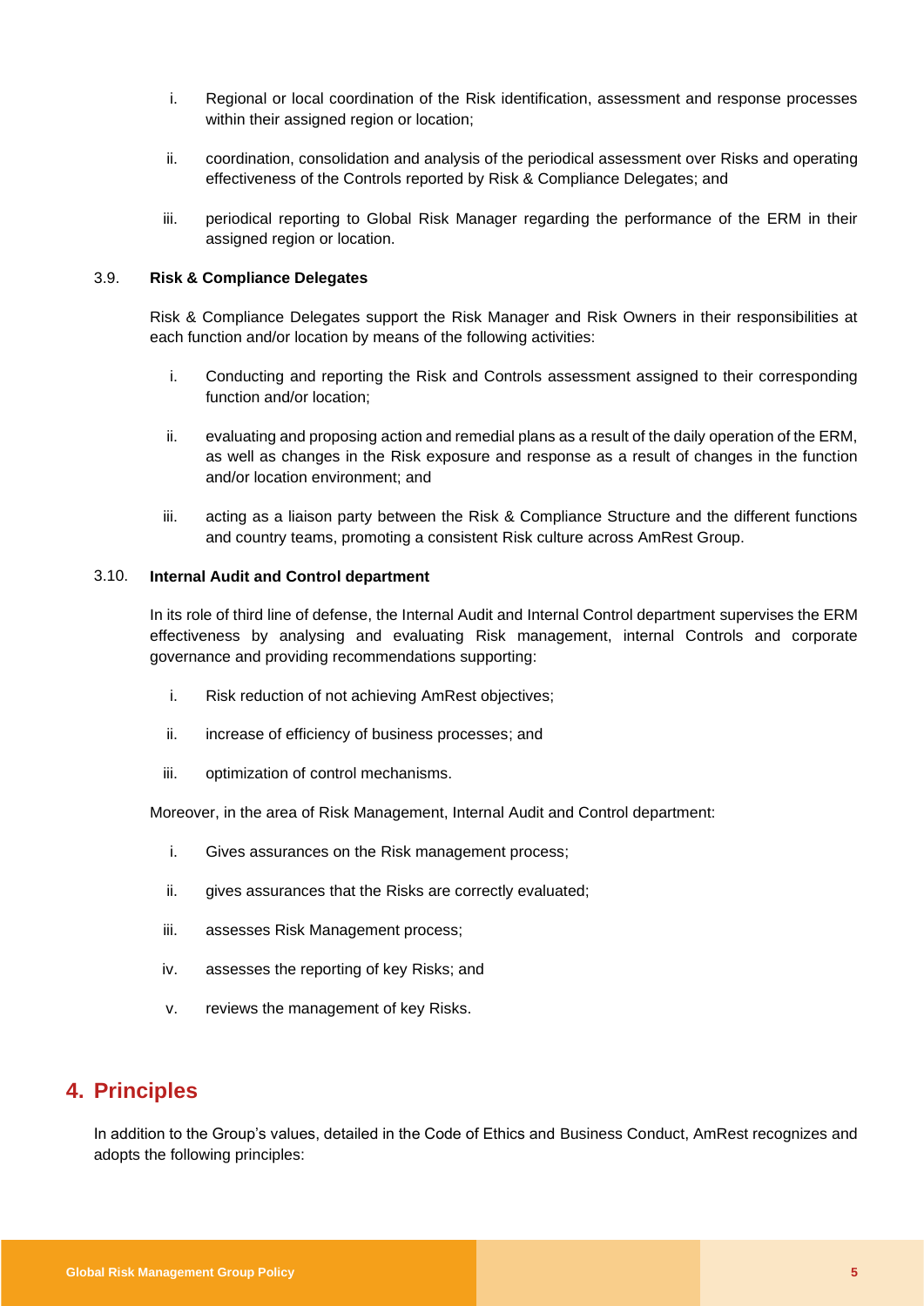i. Regional or local coordination of the Risk identification, assessment and response processes within their assigned region or location;

ii. coordination, consolidation and analysis of the periodical assessment over Risks and operating effectiveness of the Controls reported by Risk & Compliance Delegates; and

iii. periodical reporting to Global Risk Manager regarding the performance of the ERM in their assigned region or location.

### 3.9. Risk & Compliance Delegates

Risk & Compliance Delegates support the Risk Manager and Risk Owners in their responsibilities at each function and/or location by means of the following activities:

i. Conducting and reporting the Risk and Controls assessment assigned to their corresponding function and/or location;

ii. evaluating and proposing action and remedial plans as a result of the daily operation of the ERM, as well as changes in the Risk exposure and response as a result of changes in the function and/or location environment; and

iii. acting as a liaison party between the Risk & Compliance Structure and the different functions and country teams, promoting a consistent Risk culture across AmRest Group.

### 3.10. Internal Audit and Control department

In its role of third line of defense, the Internal Audit and Internal Control department supervises the ERM effectiveness by analysing and evaluating Risk management, internal Controls and corporate governance and providing recommendations supporting:

i. Risk reduction of not achieving AmRest objectives;

ii. increase of efficiency of business processes; and

iii. optimization of control mechanisms.

Moreover, in the area of Risk Management, Internal Audit and Control department:

i. Gives assurances on the Risk management process;

ii. gives assurances that the Risks are correctly evaluated;

iii. assesses Risk Management process;

iv. assesses the reporting of key Risks; and

v. reviews the management of key Risks.

## 4. Principles

In addition to the Group's values, detailed in the Code of Ethics and Business Conduct, AmRest recognizes and adopts the following principles: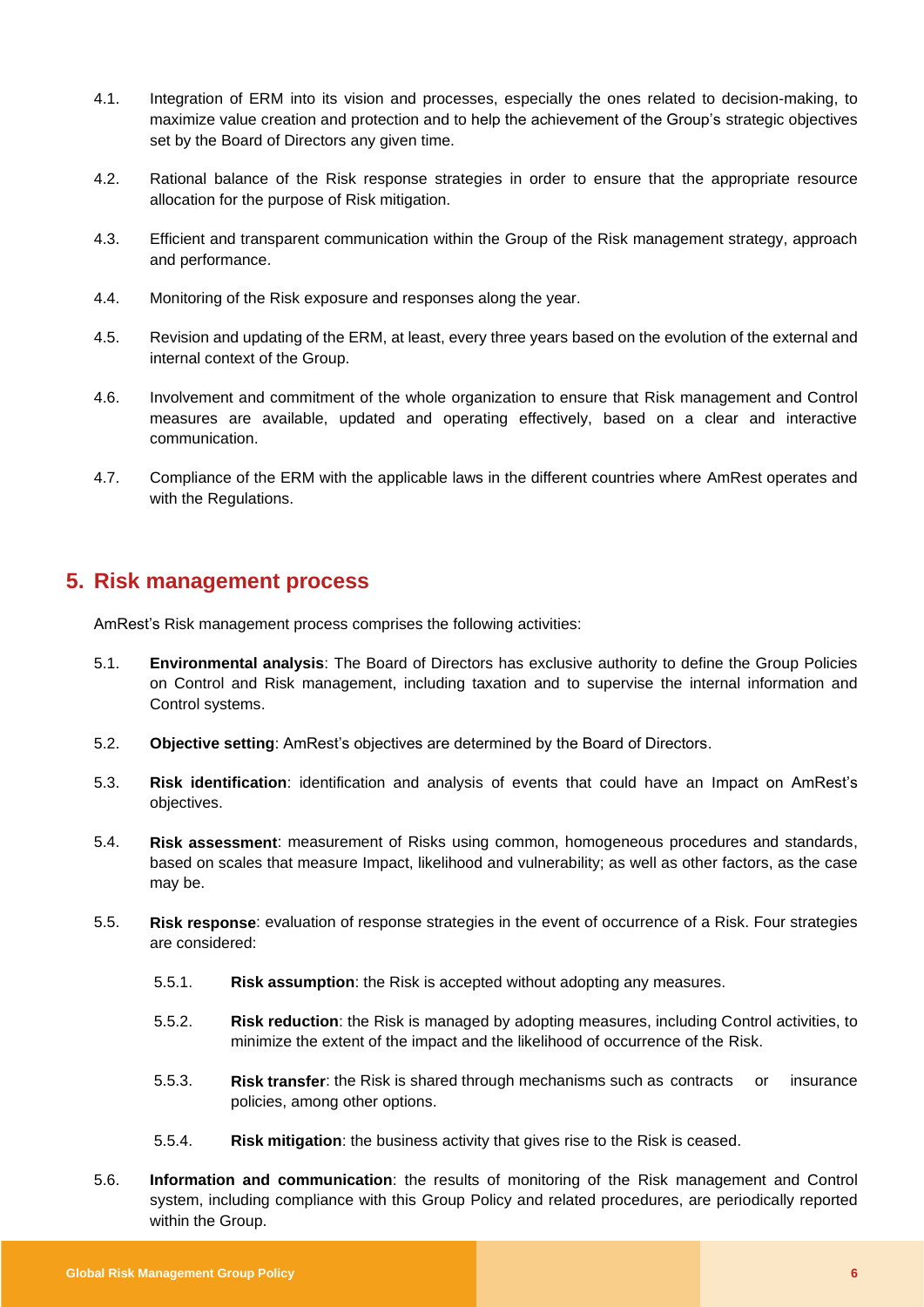4.1. Integration of ERM into its vision and processes, especially the ones related to decision-making, to maximize value creation and protection and to help the achievement of the Group's strategic objectives set by the Board of Directors any given time.

4.2. Rational balance of the Risk response strategies in order to ensure that the appropriate resource allocation for the purpose of Risk mitigation.

4.3. Efficient and transparent communication within the Group of the Risk management strategy, approach and performance.

4.4. Monitoring of the Risk exposure and responses along the year.

4.5. Revision and updating of the ERM, at least, every three years based on the evolution of the external and internal context of the Group.

4.6. Involvement and commitment of the whole organization to ensure that Risk management and Control measures are available, updated and operating effectively, based on a clear and interactive communication.

4.7. Compliance of the ERM with the applicable laws in the different countries where AmRest operates and with the Regulations.

## 5. Risk management process

AmRest's Risk management process comprises the following activities:

5.1. **Environmental analysis**: The Board of Directors has exclusive authority to define the Group Policies on Control and Risk management, including taxation and to supervise the internal information and Control systems.

5.2. **Objective setting**: AmRest's objectives are determined by the Board of Directors.

5.3. **Risk identification**: identification and analysis of events that could have an Impact on AmRest's objectives.

5.4. **Risk assessment**: measurement of Risks using common, homogeneous procedures and standards, based on scales that measure Impact, likelihood and vulnerability; as well as other factors, as the case may be.

5.5. **Risk response**: evaluation of response strategies in the event of occurrence of a Risk. Four strategies are considered:

5.5.1. **Risk assumption**: the Risk is accepted without adopting any measures.

5.5.2. **Risk reduction**: the Risk is managed by adopting measures, including Control activities, to minimize the extent of the impact and the likelihood of occurrence of the Risk.

5.5.3. **Risk transfer**: the Risk is shared through mechanisms such as contracts or insurance policies, among other options.

5.5.4. **Risk mitigation**: the business activity that gives rise to the Risk is ceased.

5.6. **Information and communication**: the results of monitoring of the Risk management and Control system, including compliance with this Group Policy and related procedures, are periodically reported within the Group.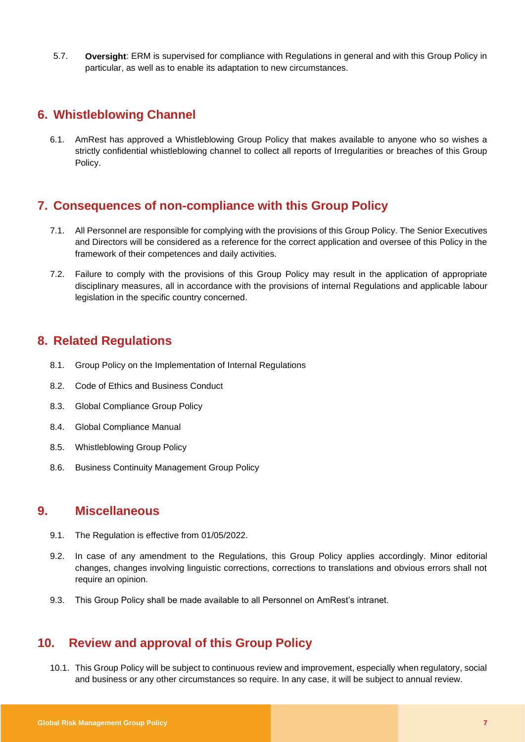5.7. **Oversight**: ERM is supervised for compliance with Regulations in general and with this Group Policy in particular, as well as to enable its adaptation to new circumstances.

## 6. Whistleblowing Channel

6.1. AmRest has approved a Whistleblowing Group Policy that makes available to anyone who so wishes a strictly confidential whistleblowing channel to collect all reports of Irregularities or breaches of this Group Policy.

## 7. Consequences of non-compliance with this Group Policy

7.1. All Personnel are responsible for complying with the provisions of this Group Policy. The Senior Executives and Directors will be considered as a reference for the correct application and oversee of this Policy in the framework of their competences and daily activities.

7.2. Failure to comply with the provisions of this Group Policy may result in the application of appropriate disciplinary measures, all in accordance with the provisions of internal Regulations and applicable labour legislation in the specific country concerned.

## 8. Related Regulations

8.1. Group Policy on the Implementation of Internal Regulations

8.2. Code of Ethics and Business Conduct

8.3. Global Compliance Group Policy

8.4. Global Compliance Manual

8.5. Whistleblowing Group Policy

8.6. Business Continuity Management Group Policy

## 9. Miscellaneous

9.1. The Regulation is effective from 01/05/2022.

9.2. In case of any amendment to the Regulations, this Group Policy applies accordingly. Minor editorial changes, changes involving linguistic corrections, corrections to translations and obvious errors shall not require an opinion.

9.3. This Group Policy shall be made available to all Personnel on AmRest's intranet.

## 10. Review and approval of this Group Policy

10.1. This Group Policy will be subject to continuous review and improvement, especially when regulatory, social and business or any other circumstances so require. In any case, it will be subject to annual review.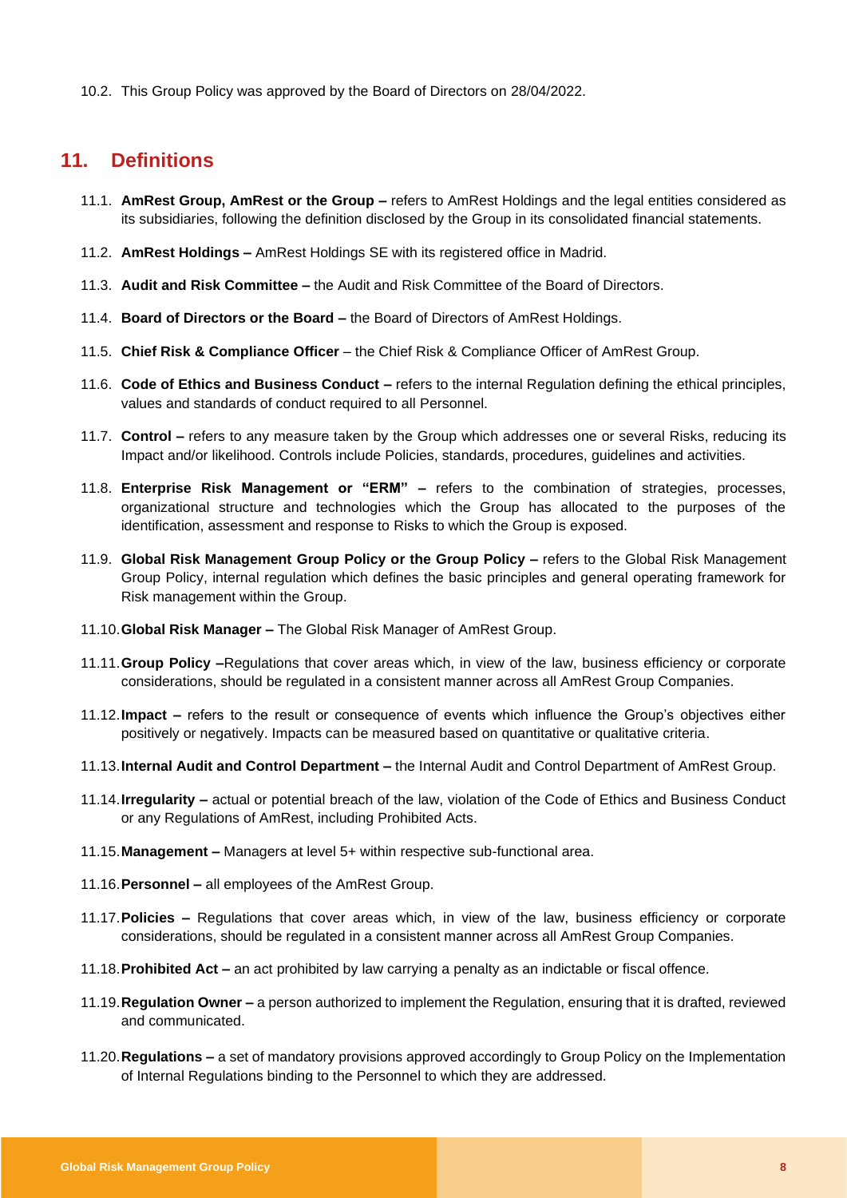10.2. This Group Policy was approved by the Board of Directors on 28/04/2022.

## 11. Definitions

11.1. **AmRest Group, AmRest or the Group –** refers to AmRest Holdings and the legal entities considered as its subsidiaries, following the definition disclosed by the Group in its consolidated financial statements.

11.2. **AmRest Holdings –** AmRest Holdings SE with its registered office in Madrid.

11.3. **Audit and Risk Committee –** the Audit and Risk Committee of the Board of Directors.

11.4. **Board of Directors or the Board –** the Board of Directors of AmRest Holdings.

11.5. **Chief Risk & Compliance Officer** – the Chief Risk & Compliance Officer of AmRest Group.

11.6. **Code of Ethics and Business Conduct –** refers to the internal Regulation defining the ethical principles, values and standards of conduct required to all Personnel.

11.7. **Control –** refers to any measure taken by the Group which addresses one or several Risks, reducing its Impact and/or likelihood. Controls include Policies, standards, procedures, guidelines and activities.

11.8. **Enterprise Risk Management or "ERM" –** refers to the combination of strategies, processes, organizational structure and technologies which the Group has allocated to the purposes of the identification, assessment and response to Risks to which the Group is exposed.

11.9. **Global Risk Management Group Policy or the Group Policy –** refers to the Global Risk Management Group Policy, internal regulation which defines the basic principles and general operating framework for Risk management within the Group.

11.10. **Global Risk Manager –** The Global Risk Manager of AmRest Group.

11.11. **Group Policy –**Regulations that cover areas which, in view of the law, business efficiency or corporate considerations, should be regulated in a consistent manner across all AmRest Group Companies.

11.12. **Impact –** refers to the result or consequence of events which influence the Group's objectives either positively or negatively. Impacts can be measured based on quantitative or qualitative criteria.

11.13. **Internal Audit and Control Department –** the Internal Audit and Control Department of AmRest Group.

11.14. **Irregularity –** actual or potential breach of the law, violation of the Code of Ethics and Business Conduct or any Regulations of AmRest, including Prohibited Acts.

11.15. **Management –** Managers at level 5+ within respective sub-functional area.

11.16. **Personnel –** all employees of the AmRest Group.

11.17. **Policies –** Regulations that cover areas which, in view of the law, business efficiency or corporate considerations, should be regulated in a consistent manner across all AmRest Group Companies.

11.18. **Prohibited Act –** an act prohibited by law carrying a penalty as an indictable or fiscal offence.

11.19. **Regulation Owner –** a person authorized to implement the Regulation, ensuring that it is drafted, reviewed and communicated.

11.20. **Regulations –** a set of mandatory provisions approved accordingly to Group Policy on the Implementation of Internal Regulations binding to the Personnel to which they are addressed.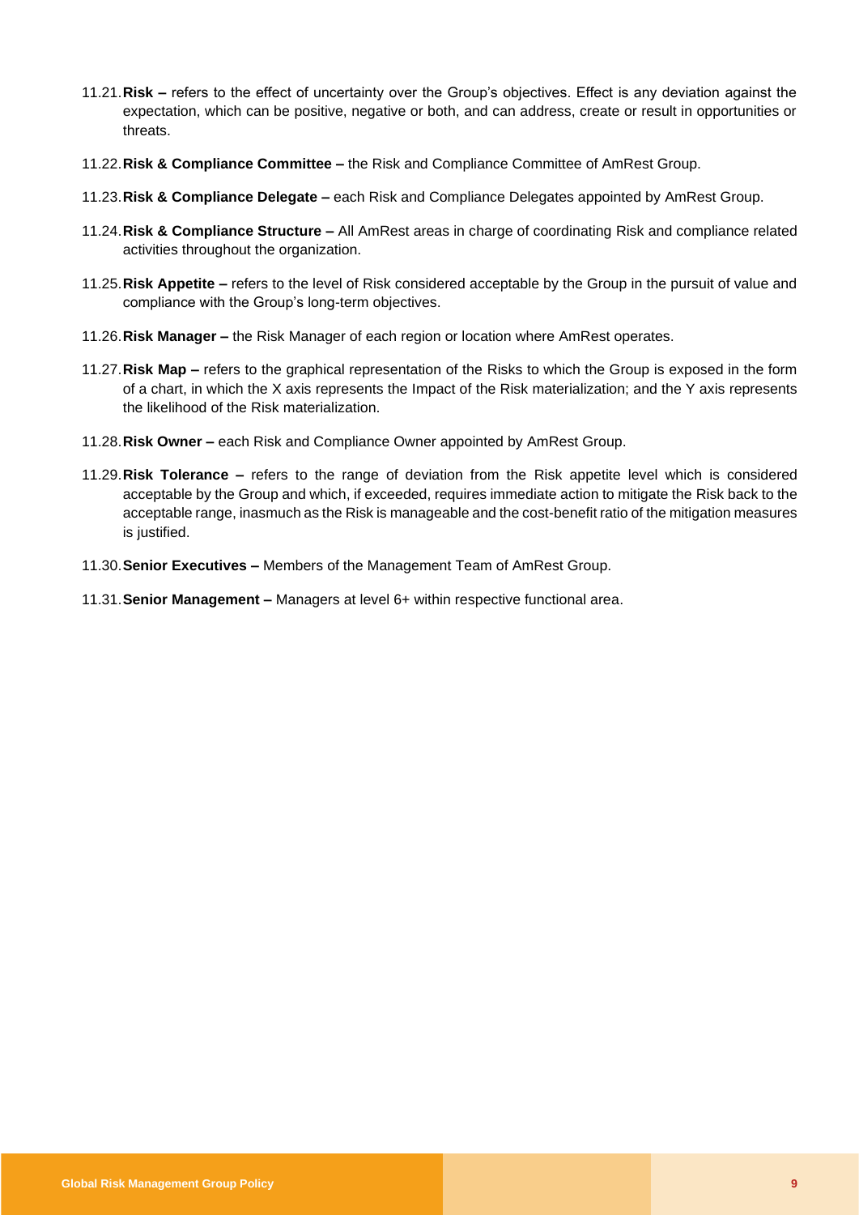11.21. **Risk –** refers to the effect of uncertainty over the Group's objectives. Effect is any deviation against the expectation, which can be positive, negative or both, and can address, create or result in opportunities or threats.

11.22. **Risk & Compliance Committee –** the Risk and Compliance Committee of AmRest Group.

11.23. **Risk & Compliance Delegate –** each Risk and Compliance Delegates appointed by AmRest Group.

11.24. **Risk & Compliance Structure –** All AmRest areas in charge of coordinating Risk and compliance related activities throughout the organization.

11.25. **Risk Appetite –** refers to the level of Risk considered acceptable by the Group in the pursuit of value and compliance with the Group's long-term objectives.

11.26. **Risk Manager –** the Risk Manager of each region or location where AmRest operates.

11.27. **Risk Map –** refers to the graphical representation of the Risks to which the Group is exposed in the form of a chart, in which the X axis represents the Impact of the Risk materialization; and the Y axis represents the likelihood of the Risk materialization.

11.28. **Risk Owner –** each Risk and Compliance Owner appointed by AmRest Group.

11.29. **Risk Tolerance –** refers to the range of deviation from the Risk appetite level which is considered acceptable by the Group and which, if exceeded, requires immediate action to mitigate the Risk back to the acceptable range, inasmuch as the Risk is manageable and the cost-benefit ratio of the mitigation measures is justified.

11.30. **Senior Executives –** Members of the Management Team of AmRest Group.

11.31. **Senior Management –** Managers at level 6+ within respective functional area.